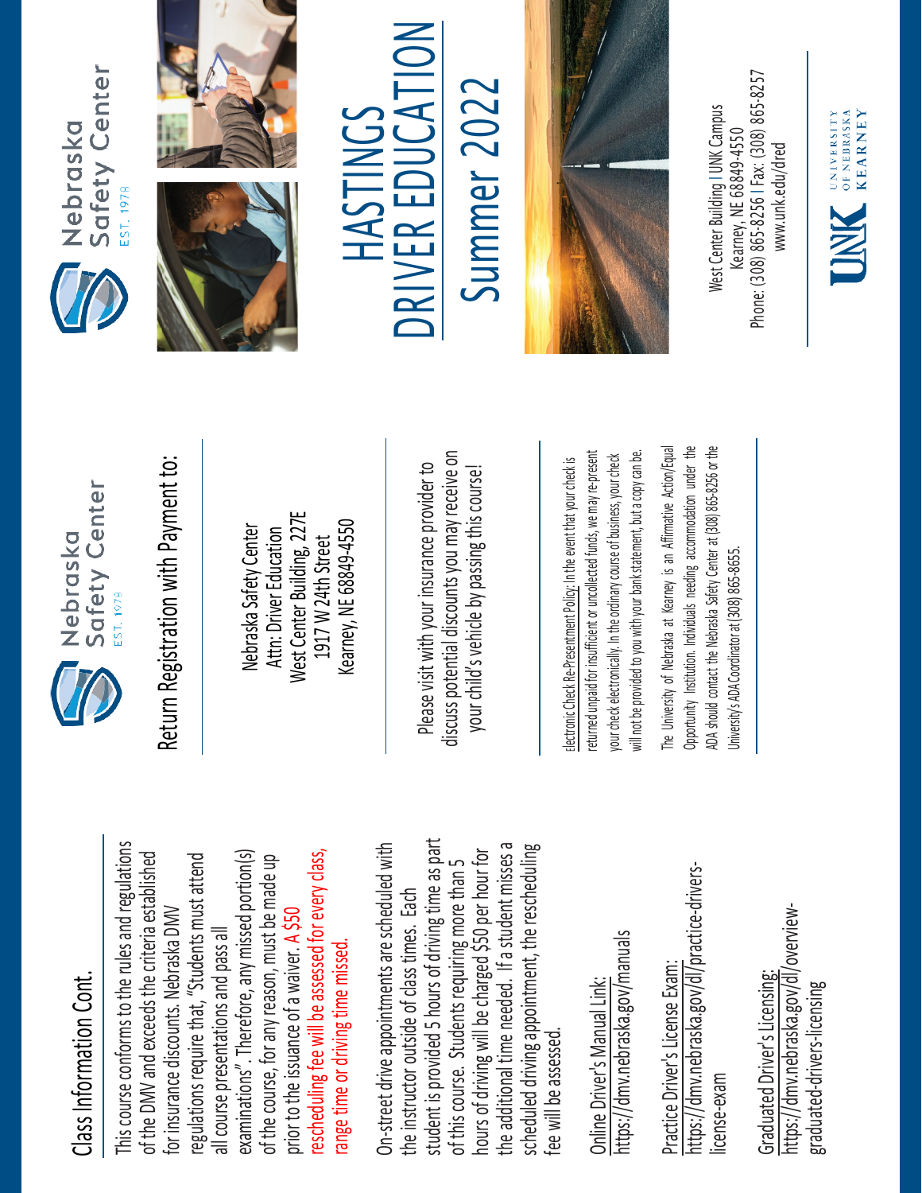## Class Information Cont.

This course conforms to the rules and regulations of the DMV and exceeds the criteria established for insurance discounts. Nebraska DMV regulations require that, "Students must attend all course presentations and pass all examinations". Therefore, any missed portion(s) of the course, for any reason, must be made up prior to the issuance of a waiver. A $50 rescheduling fee will be assessed for every class, range time or driving time missed.

On-street drive appointments are scheduled with the instructor outside of class times. Each student is provided 5 hours of driving time as part of this course. Students requiring more than 5 hours of driving will be charged $50 per hour for the additional time needed. If a student misses a scheduled driving appointment, the rescheduling fee will be assessed.

Online Driver's Manual Link:
https://dmv.nebraska.gov/manuals

Practice Driver's License Exam:
https://dmv.nebraska.gov/dl/practice-drivers-license-exam

Graduated Driver's Licensing:
https://dmv.nebraska.gov/dl/overview-graduated-drivers-licensing

Nebraska Safety Center
EST. 1978

## Return Registration with Payment to:

Nebraska Safety Center
Attn: Driver Education
West Center Building, 227E
1917 W 24th Street
Kearney, NE 68849-4550

Please visit with your insurance provider to discuss potential discounts you may receive on your child's vehicle by passing this course!

Electronic Check Re-Presentment Policy: In the event that your check is returned unpaid for insufficient or uncollected funds, we may re-present your check electronically. In the ordinary course of business, your check will not be provided to you with your bank statement, but a copy can be.

The University of Nebraska at Kearney is an Affirmative Action/Equal Opportunity Institution. Individuals needing accommodation under the ADA should contact the Nebraska Safety Center at (308) 865-8256 or the University's ADA Coordinator at (308) 865-8655.

Nebraska Safety Center
EST. 1978

# HASTINGS DRIVER EDUCATION Summer 2022

West Center Building | UNK Campus
Kearney, NE 68849-4550
Phone: (308) 865-8256 | Fax: (308) 865-8257
www.unk.edu/dred

UNK University of Nebraska Kearney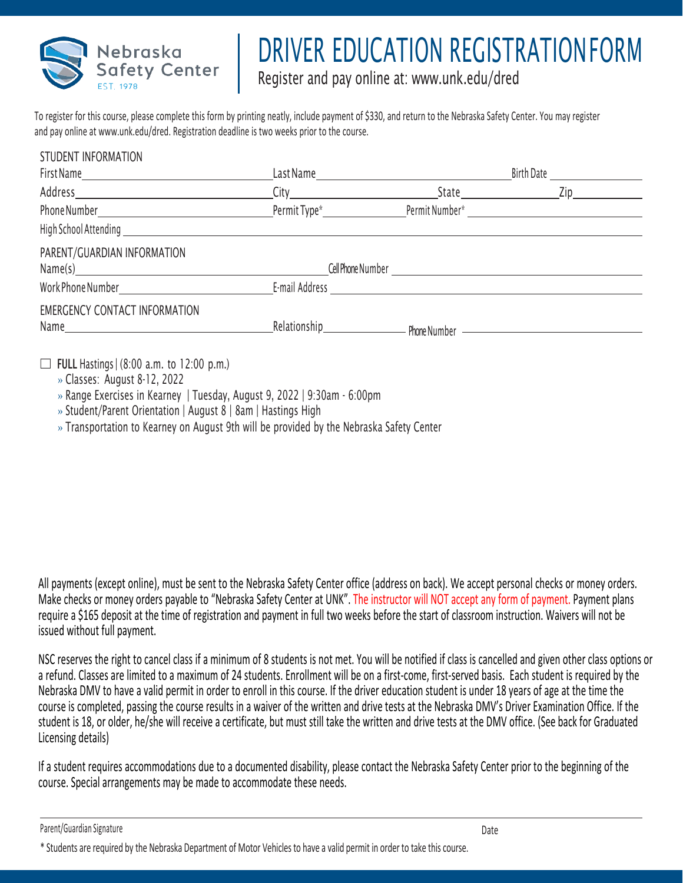Nebraska Safety Center
EST. 1978

# DRIVER EDUCATION REGISTRATION FORM

Register and pay online at: www.unk.edu/dred

To register for this course, please complete this form by printing neatly, include payment of $330, and return to the Nebraska Safety Center. You may register and pay online at www.unk.edu/dred. Registration deadline is two weeks prior to the course.

## STUDENT INFORMATION

First Name\_\_\_\_\_\_\_\_\_\_\_\_\_\_\_\_ Last Name\_\_\_\_\_\_\_\_\_\_\_\_\_\_\_\_ Birth Date\_\_\_\_\_\_\_\_\_\_

Address\_\_\_\_\_\_\_\_\_\_\_\_\_\_\_\_ City\_\_\_\_\_\_\_\_\_\_\_\_ State\_\_\_\_\_\_\_\_ Zip\_\_\_\_\_\_

Phone Number\_\_\_\_\_\_\_\_\_\_\_\_\_\_\_\_ Permit Type*\_\_\_\_\_\_\_\_ Permit Number*\_\_\_\_\_\_\_\_\_\_\_\_

High School Attending\_\_\_\_\_\_\_\_\_\_\_\_\_\_\_\_\_\_\_\_\_\_\_\_\_\_\_\_\_\_\_\_

## PARENT/GUARDIAN INFORMATION

Name(s)\_\_\_\_\_\_\_\_\_\_\_\_\_\_\_\_ Cell Phone Number\_\_\_\_\_\_\_\_\_\_\_\_\_\_\_\_

Work Phone Number\_\_\_\_\_\_\_\_\_\_\_\_\_\_\_\_ E-mail Address\_\_\_\_\_\_\_\_\_\_\_\_\_\_\_\_

## EMERGENCY CONTACT INFORMATION

Name\_\_\_\_\_\_\_\_\_\_\_\_\_\_\_\_ Relationship\_\_\_\_\_\_\_\_\_\_ Phone Number\_\_\_\_\_\_\_\_\_\_\_\_\_\_\_\_

☐ **FULL** Hastings | (8:00 a.m. to 12:00 p.m.)

- » Classes: August 8-12, 2022
- » Range Exercises in Kearney | Tuesday, August 9, 2022 | 9:30am - 6:00pm
- » Student/Parent Orientation | August 8 | 8am | Hastings High
- » Transportation to Kearney on August 9th will be provided by the Nebraska Safety Center

All payments (except online), must be sent to the Nebraska Safety Center office (address on back). We accept personal checks or money orders. Make checks or money orders payable to "Nebraska Safety Center at UNK". The instructor will NOT accept any form of payment. Payment plans require a $165 deposit at the time of registration and payment in full two weeks before the start of classroom instruction. Waivers will not be issued without full payment.

NSC reserves the right to cancel class if a minimum of 8 students is not met. You will be notified if class is cancelled and given other class options or a refund. Classes are limited to a maximum of 24 students. Enrollment will be on a first-come, first-served basis. Each student is required by the Nebraska DMV to have a valid permit in order to enroll in this course. If the driver education student is under 18 years of age at the time the course is completed, passing the course results in a waiver of the written and drive tests at the Nebraska DMV's Driver Examination Office. If the student is 18, or older, he/she will receive a certificate, but must still take the written and drive tests at the DMV office. (See back for Graduated Licensing details)

If a student requires accommodations due to a documented disability, please contact the Nebraska Safety Center prior to the beginning of the course. Special arrangements may be made to accommodate these needs.

Parent/Guardian Signature\_\_\_\_\_\_\_\_\_\_\_\_\_\_\_\_ Date\_\_\_\_\_\_\_\_

\* Students are required by the Nebraska Department of Motor Vehicles to have a valid permit in order to take this course.